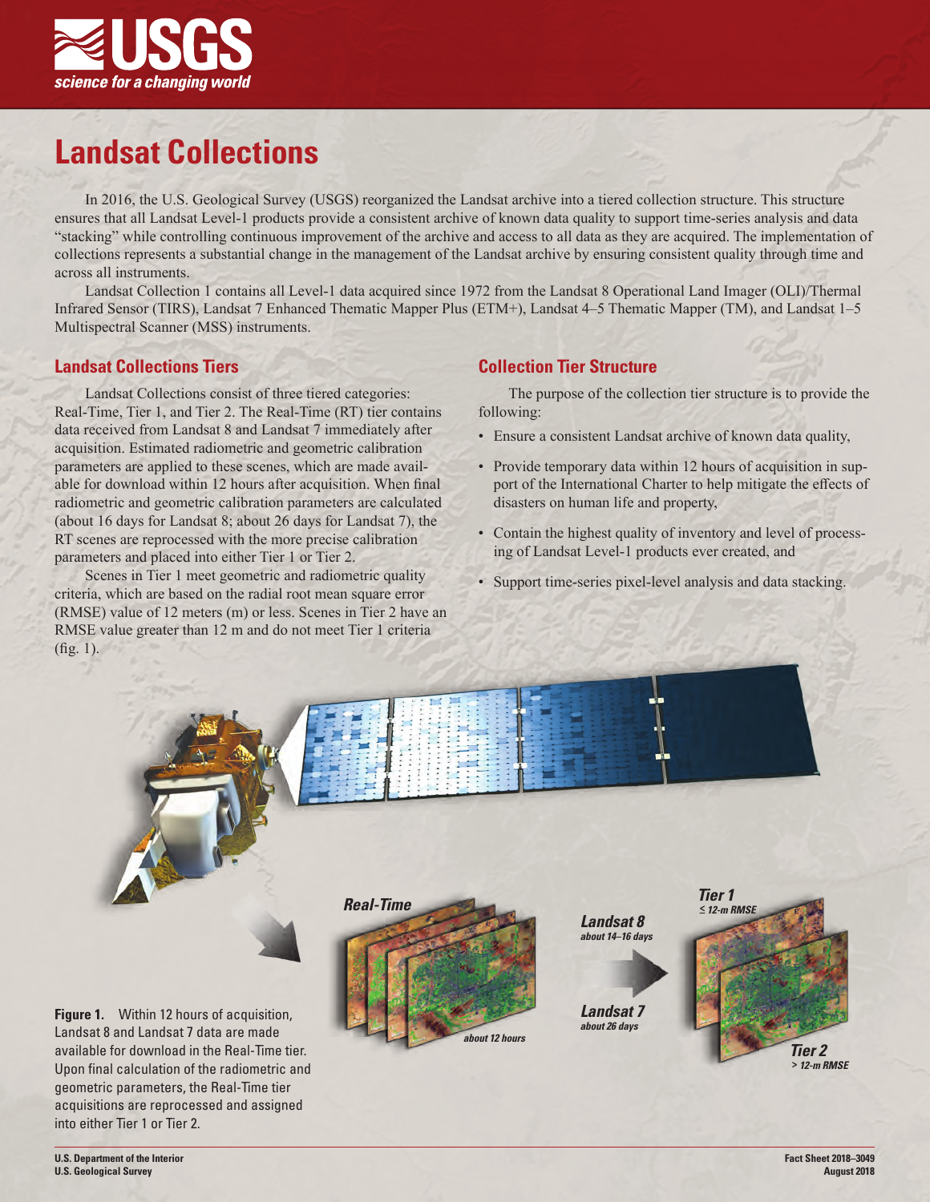# Landsat Collections

In 2016, the U.S. Geological Survey (USGS) reorganized the Landsat archive into a tiered collection structure. This structure ensures that all Landsat Level-1 products provide a consistent archive of known data quality to support time-series analysis and data "stacking" while controlling continuous improvement of the archive and access to all data as they are acquired. The implementation of collections represents a substantial change in the management of the Landsat archive by ensuring consistent quality through time and across all instruments.

Landsat Collection 1 contains all Level-1 data acquired since 1972 from the Landsat 8 Operational Land Imager (OLI)/Thermal Infrared Sensor (TIRS), Landsat 7 Enhanced Thematic Mapper Plus (ETM+), Landsat 4–5 Thematic Mapper (TM), and Landsat 1–5 Multispectral Scanner (MSS) instruments.

## Landsat Collections Tiers

Landsat Collections consist of three tiered categories: Real-Time, Tier 1, and Tier 2. The Real-Time (RT) tier contains data received from Landsat 8 and Landsat 7 immediately after acquisition. Estimated radiometric and geometric calibration parameters are applied to these scenes, which are made available for download within 12 hours after acquisition. When final radiometric and geometric calibration parameters are calculated (about 16 days for Landsat 8; about 26 days for Landsat 7), the RT scenes are reprocessed with the more precise calibration parameters and placed into either Tier 1 or Tier 2.

Scenes in Tier 1 meet geometric and radiometric quality criteria, which are based on the radial root mean square error (RMSE) value of 12 meters (m) or less. Scenes in Tier 2 have an RMSE value greater than 12 m and do not meet Tier 1 criteria (fig. 1).

## Collection Tier Structure

The purpose of the collection tier structure is to provide the following:

- Ensure a consistent Landsat archive of known data quality,
- Provide temporary data within 12 hours of acquisition in support of the International Charter to help mitigate the effects of disasters on human life and property,
- Contain the highest quality of inventory and level of processing of Landsat Level-1 products ever created, and
- Support time-series pixel-level analysis and data stacking.

**Figure 1.** Within 12 hours of acquisition, Landsat 8 and Landsat 7 data are made available for download in the Real-Time tier. Upon final calculation of the radiometric and geometric parameters, the Real-Time tier acquisitions are reprocessed and assigned into either Tier 1 or Tier 2.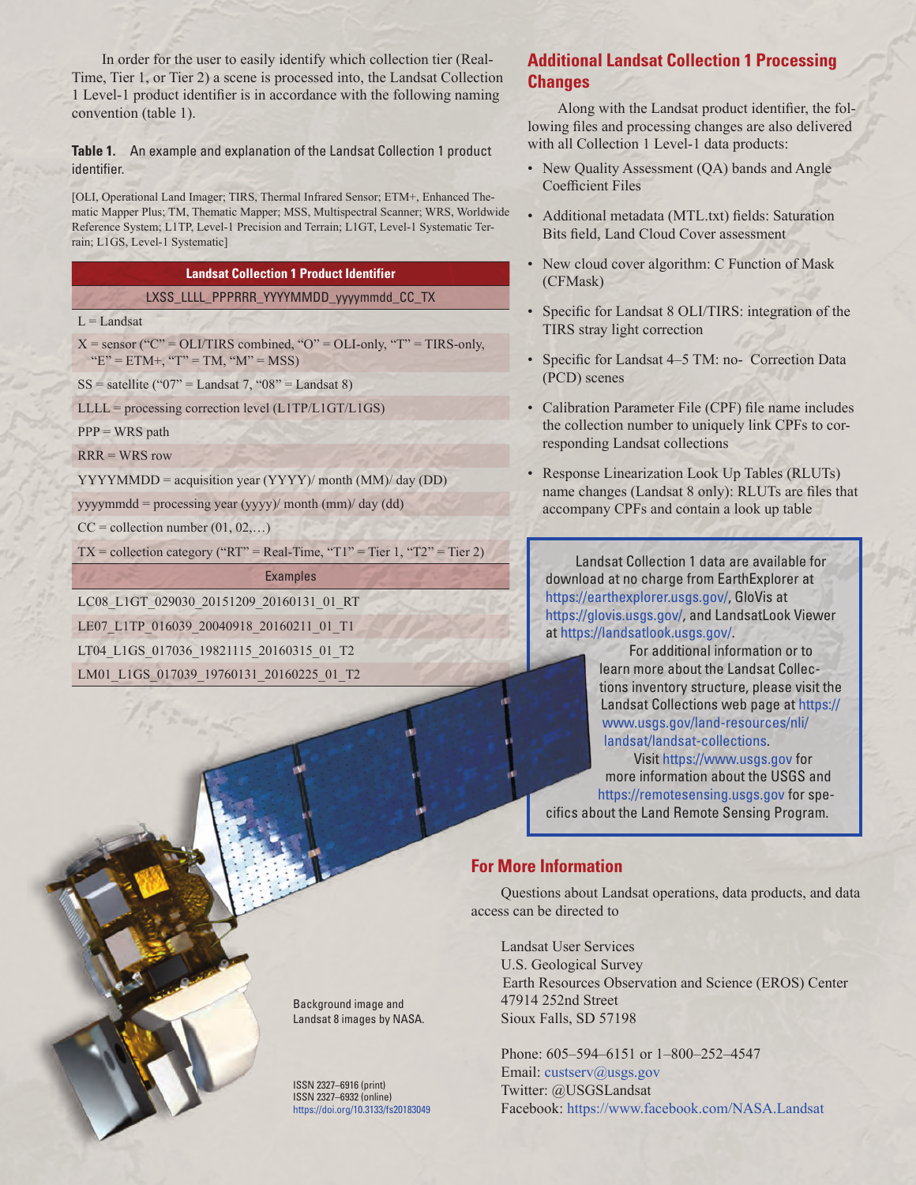In order for the user to easily identify which collection tier (Real-Time, Tier 1, or Tier 2) a scene is processed into, the Landsat Collection 1 Level-1 product identifier is in accordance with the following naming convention (table 1).

**Table 1.** An example and explanation of the Landsat Collection 1 product identifier.

[OLI, Operational Land Imager; TIRS, Thermal Infrared Sensor; ETM+, Enhanced Thematic Mapper Plus; TM, Thematic Mapper; MSS, Multispectral Scanner; WRS, Worldwide Reference System; L1TP, Level-1 Precision and Terrain; L1GT, Level-1 Systematic Terrain; L1GS, Level-1 Systematic]

| **Landsat Collection 1 Product Identifier** |
|---|
| LXSS_LLLL_PPPRRR_YYYYMMDD_yyyymmdd_CC_TX |
| L = Landsat |
| X = sensor ("C" = OLI/TIRS combined, "O" = OLI-only, "T" = TIRS-only, "E" = ETM+, "T" = TM, "M" = MSS) |
| SS = satellite ("07" = Landsat 7, "08" = Landsat 8) |
| LLLL = processing correction level (L1TP/L1GT/L1GS) |
| PPP = WRS path |
| RRR = WRS row |
| YYYYMMDD = acquisition year (YYYY)/ month (MM)/ day (DD) |
| yyyymmdd = processing year (yyyy)/ month (mm)/ day (dd) |
| CC = collection number (01, 02,…) |
| TX = collection category ("RT" = Real-Time, "T1" = Tier 1, "T2" = Tier 2) |
| Examples |
| LC08_L1GT_029030_20151209_20160131_01_RT |
| LE07_L1TP_016039_20040918_20160211_01_T1 |
| LT04_L1GS_017036_19821115_20160315_01_T2 |
| LM01_L1GS_017039_19760131_20160225_01_T2 |

## Additional Landsat Collection 1 Processing Changes

Along with the Landsat product identifier, the following files and processing changes are also delivered with all Collection 1 Level-1 data products:

- New Quality Assessment (QA) bands and Angle Coefficient Files
- Additional metadata (MTL.txt) fields: Saturation Bits field, Land Cloud Cover assessment
- New cloud cover algorithm: C Function of Mask (CFMask)
- Specific for Landsat 8 OLI/TIRS: integration of the TIRS stray light correction
- Specific for Landsat 4–5 TM: no- Correction Data (PCD) scenes
- Calibration Parameter File (CPF) file name includes the collection number to uniquely link CPFs to corresponding Landsat collections
- Response Linearization Look Up Tables (RLUTs) name changes (Landsat 8 only): RLUTs are files that accompany CPFs and contain a look up table

Landsat Collection 1 data are available for download at no charge from EarthExplorer at https://earthexplorer.usgs.gov/, GloVis at https://glovis.usgs.gov/, and LandsatLook Viewer at https://landsatlook.usgs.gov/.

For additional information or to learn more about the Landsat Collections inventory structure, please visit the Landsat Collections web page at https://www.usgs.gov/land-resources/nli/landsat/landsat-collections.

Visit https://www.usgs.gov for more information about the USGS and https://remotesensing.usgs.gov for specifics about the Land Remote Sensing Program.

## For More Information

Questions about Landsat operations, data products, and data access can be directed to

Landsat User Services
U.S. Geological Survey
Earth Resources Observation and Science (EROS) Center
47914 252nd Street
Sioux Falls, SD 57198

Phone: 605–594–6151 or 1–800–252–4547
Email: custserv@usgs.gov
Twitter: @USGSLandsat
Facebook: https://www.facebook.com/NASA.Landsat

Background image and Landsat 8 images by NASA.

ISSN 2327–6916 (print)
ISSN 2327–6932 (online)
https://doi.org/10.3133/fs20183049